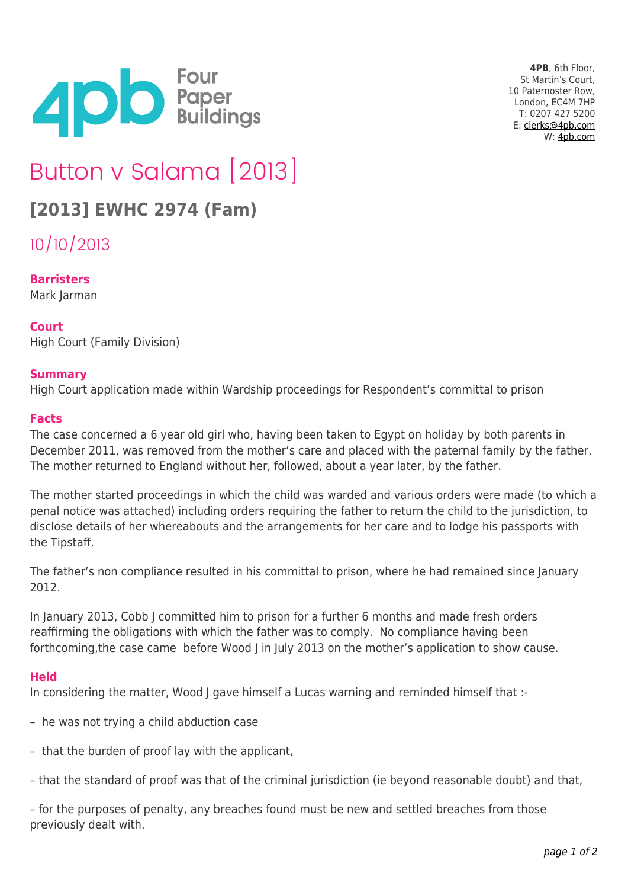4PB, 6th Floor,
St Martin's Court,
10 Paternoster Row,
London, EC4M 7HP
T: 0207 427 5200
E: clerks@4pb.com
W: 4pb.com

# Button v Salama [2013]

## [2013] EWHC 2974 (Fam)

10/10/2013

**Barristers**
Mark Jarman

**Court**
High Court (Family Division)

**Summary**
High Court application made within Wardship proceedings for Respondent's committal to prison

**Facts**
The case concerned a 6 year old girl who, having been taken to Egypt on holiday by both parents in December 2011, was removed from the mother's care and placed with the paternal family by the father. The mother returned to England without her, followed, about a year later, by the father.

The mother started proceedings in which the child was warded and various orders were made (to which a penal notice was attached) including orders requiring the father to return the child to the jurisdiction, to disclose details of her whereabouts and the arrangements for her care and to lodge his passports with the Tipstaff.

The father's non compliance resulted in his committal to prison, where he had remained since January 2012.

In January 2013, Cobb J committed him to prison for a further 6 months and made fresh orders reaffirming the obligations with which the father was to comply. No compliance having been forthcoming,the case came before Wood J in July 2013 on the mother's application to show cause.

**Held**
In considering the matter, Wood J gave himself a Lucas warning and reminded himself that :-

– he was not trying a child abduction case

– that the burden of proof lay with the applicant,

– that the standard of proof was that of the criminal jurisdiction (ie beyond reasonable doubt) and that,

– for the purposes of penalty, any breaches found must be new and settled breaches from those previously dealt with.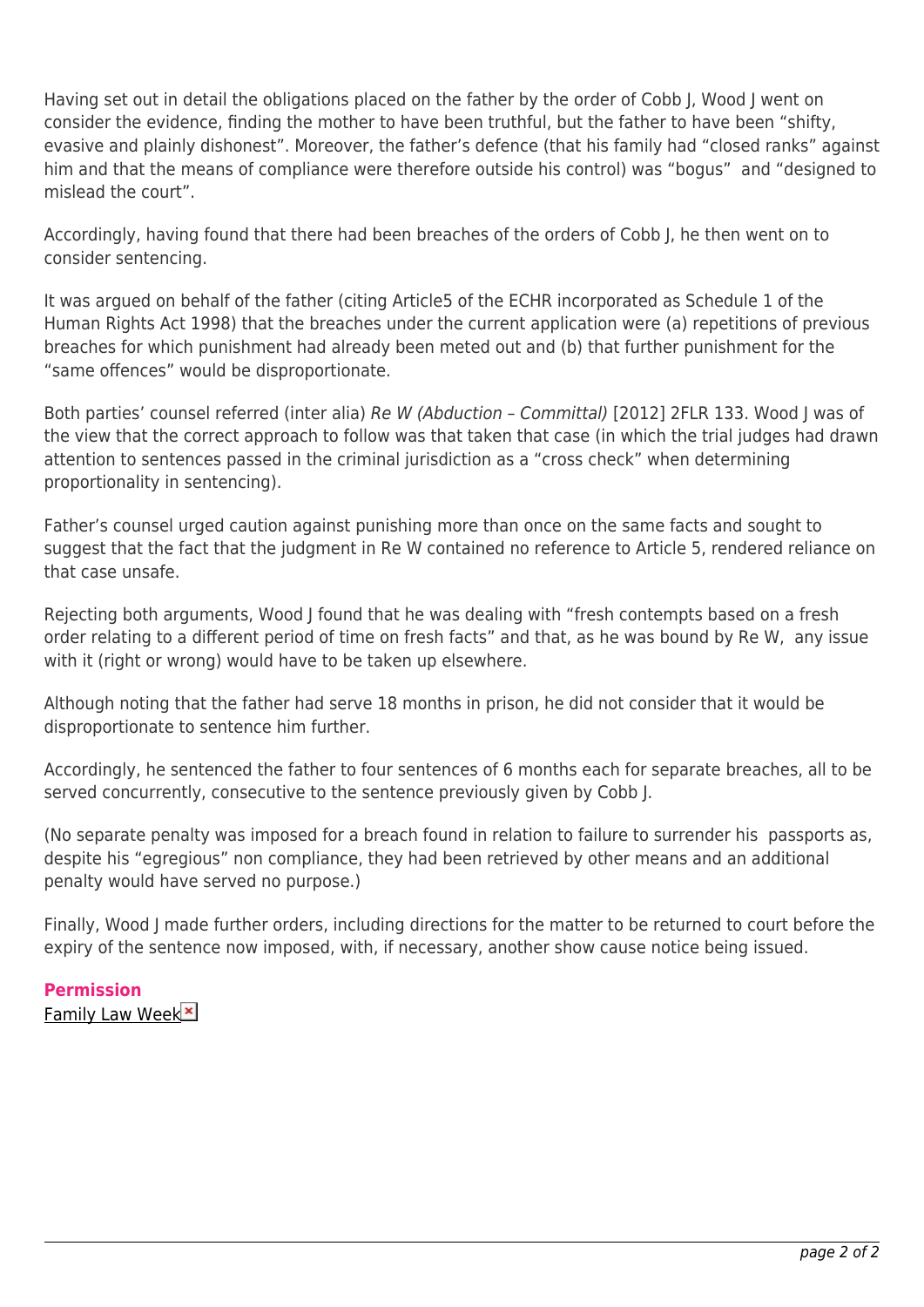Having set out in detail the obligations placed on the father by the order of Cobb J, Wood J went on consider the evidence, finding the mother to have been truthful, but the father to have been "shifty, evasive and plainly dishonest". Moreover, the father's defence (that his family had "closed ranks" against him and that the means of compliance were therefore outside his control) was "bogus" and "designed to mislead the court".

Accordingly, having found that there had been breaches of the orders of Cobb J, he then went on to consider sentencing.

It was argued on behalf of the father (citing Article5 of the ECHR incorporated as Schedule 1 of the Human Rights Act 1998) that the breaches under the current application were (a) repetitions of previous breaches for which punishment had already been meted out and (b) that further punishment for the "same offences" would be disproportionate.

Both parties' counsel referred (inter alia) *Re W (Abduction – Committal)* [2012] 2FLR 133. Wood J was of the view that the correct approach to follow was that taken that case (in which the trial judges had drawn attention to sentences passed in the criminal jurisdiction as a "cross check" when determining proportionality in sentencing).

Father's counsel urged caution against punishing more than once on the same facts and sought to suggest that the fact that the judgment in Re W contained no reference to Article 5, rendered reliance on that case unsafe.

Rejecting both arguments, Wood J found that he was dealing with "fresh contempts based on a fresh order relating to a different period of time on fresh facts" and that, as he was bound by Re W, any issue with it (right or wrong) would have to be taken up elsewhere.

Although noting that the father had serve 18 months in prison, he did not consider that it would be disproportionate to sentence him further.

Accordingly, he sentenced the father to four sentences of 6 months each for separate breaches, all to be served concurrently, consecutive to the sentence previously given by Cobb J.

(No separate penalty was imposed for a breach found in relation to failure to surrender his passports as, despite his "egregious" non compliance, they had been retrieved by other means and an additional penalty would have served no purpose.)

Finally, Wood J made further orders, including directions for the matter to be returned to court before the expiry of the sentence now imposed, with, if necessary, another show cause notice being issued.

**Permission**

Family Law Week